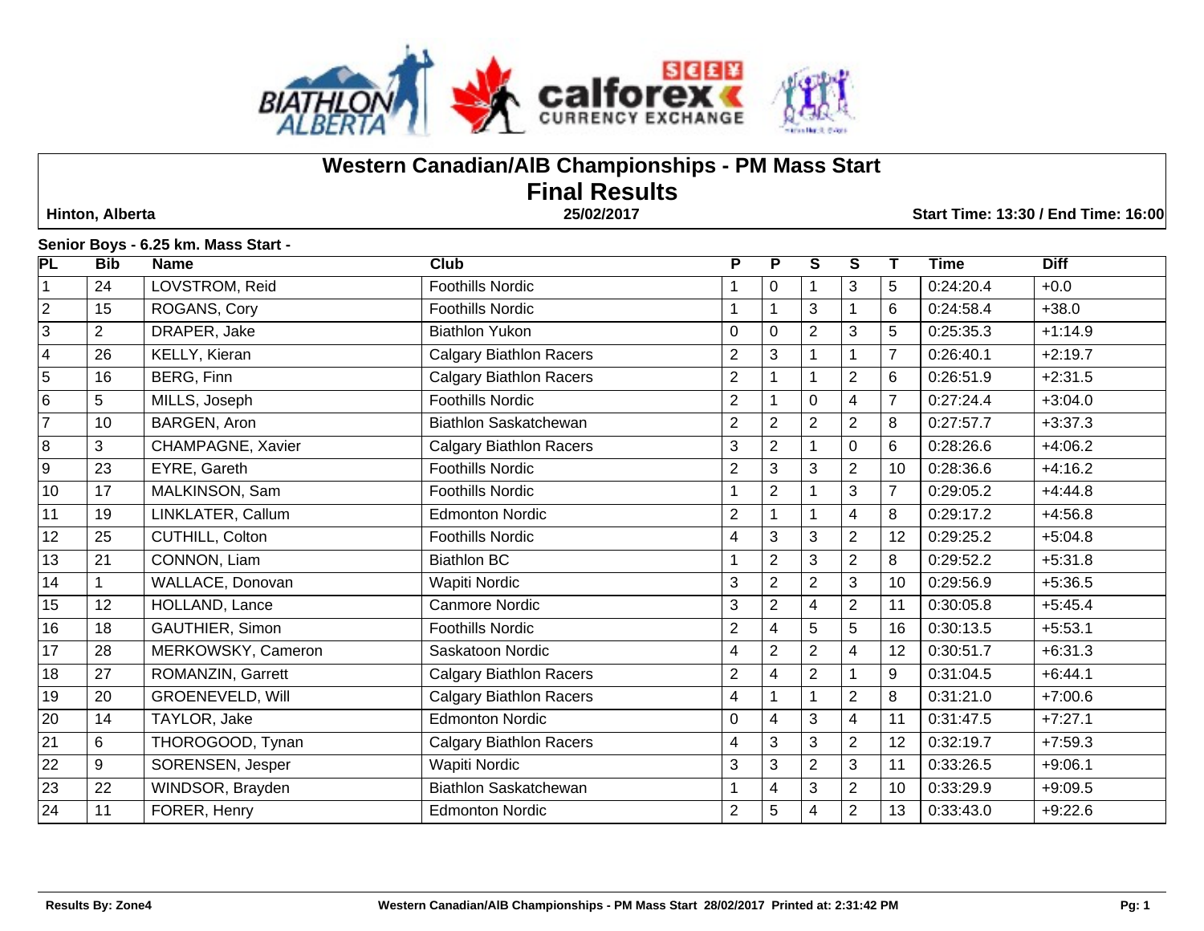# Western Canadian/AIB Championships - PM Mass Start

## Final Results

**Hinton, Alberta** | **25/02/2017** | **Start Time: 13:30 / End Time: 16:00**

**Senior Boys - 6.25 km. Mass Start -**

| PL | Bib | Name | Club | P | P | S | S | T | Time | Diff |
|---|---|---|---|---|---|---|---|---|---|---|
| 1 | 24 | LOVSTROM, Reid | Foothills Nordic | 1 | 0 | 1 | 3 | 5 | 0:24:20.4 | +0.0 |
| 2 | 15 | ROGANS, Cory | Foothills Nordic | 1 | 1 | 3 | 1 | 6 | 0:24:58.4 | +38.0 |
| 3 | 2 | DRAPER, Jake | Biathlon Yukon | 0 | 0 | 2 | 3 | 5 | 0:25:35.3 | +1:14.9 |
| 4 | 26 | KELLY, Kieran | Calgary Biathlon Racers | 2 | 3 | 1 | 1 | 7 | 0:26:40.1 | +2:19.7 |
| 5 | 16 | BERG, Finn | Calgary Biathlon Racers | 2 | 1 | 1 | 2 | 6 | 0:26:51.9 | +2:31.5 |
| 6 | 5 | MILLS, Joseph | Foothills Nordic | 2 | 1 | 0 | 4 | 7 | 0:27:24.4 | +3:04.0 |
| 7 | 10 | BARGEN, Aron | Biathlon Saskatchewan | 2 | 2 | 2 | 2 | 8 | 0:27:57.7 | +3:37.3 |
| 8 | 3 | CHAMPAGNE, Xavier | Calgary Biathlon Racers | 3 | 2 | 1 | 0 | 6 | 0:28:26.6 | +4:06.2 |
| 9 | 23 | EYRE, Gareth | Foothills Nordic | 2 | 3 | 3 | 2 | 10 | 0:28:36.6 | +4:16.2 |
| 10 | 17 | MALKINSON, Sam | Foothills Nordic | 1 | 2 | 1 | 3 | 7 | 0:29:05.2 | +4:44.8 |
| 11 | 19 | LINKLATER, Callum | Edmonton Nordic | 2 | 1 | 1 | 4 | 8 | 0:29:17.2 | +4:56.8 |
| 12 | 25 | CUTHILL, Colton | Foothills Nordic | 4 | 3 | 3 | 2 | 12 | 0:29:25.2 | +5:04.8 |
| 13 | 21 | CONNON, Liam | Biathlon BC | 1 | 2 | 3 | 2 | 8 | 0:29:52.2 | +5:31.8 |
| 14 | 1 | WALLACE, Donovan | Wapiti Nordic | 3 | 2 | 2 | 3 | 10 | 0:29:56.9 | +5:36.5 |
| 15 | 12 | HOLLAND, Lance | Canmore Nordic | 3 | 2 | 4 | 2 | 11 | 0:30:05.8 | +5:45.4 |
| 16 | 18 | GAUTHIER, Simon | Foothills Nordic | 2 | 4 | 5 | 5 | 16 | 0:30:13.5 | +5:53.1 |
| 17 | 28 | MERKOWSKY, Cameron | Saskatoon Nordic | 4 | 2 | 2 | 4 | 12 | 0:30:51.7 | +6:31.3 |
| 18 | 27 | ROMANZIN, Garrett | Calgary Biathlon Racers | 2 | 4 | 2 | 1 | 9 | 0:31:04.5 | +6:44.1 |
| 19 | 20 | GROENEVELD, Will | Calgary Biathlon Racers | 4 | 1 | 1 | 2 | 8 | 0:31:21.0 | +7:00.6 |
| 20 | 14 | TAYLOR, Jake | Edmonton Nordic | 0 | 4 | 3 | 4 | 11 | 0:31:47.5 | +7:27.1 |
| 21 | 6 | THOROGOOD, Tynan | Calgary Biathlon Racers | 4 | 3 | 3 | 2 | 12 | 0:32:19.7 | +7:59.3 |
| 22 | 9 | SORENSEN, Jesper | Wapiti Nordic | 3 | 3 | 2 | 3 | 11 | 0:33:26.5 | +9:06.1 |
| 23 | 22 | WINDSOR, Brayden | Biathlon Saskatchewan | 1 | 4 | 3 | 2 | 10 | 0:33:29.9 | +9:09.5 |
| 24 | 11 | FORER, Henry | Edmonton Nordic | 2 | 5 | 4 | 2 | 13 | 0:33:43.0 | +9:22.6 |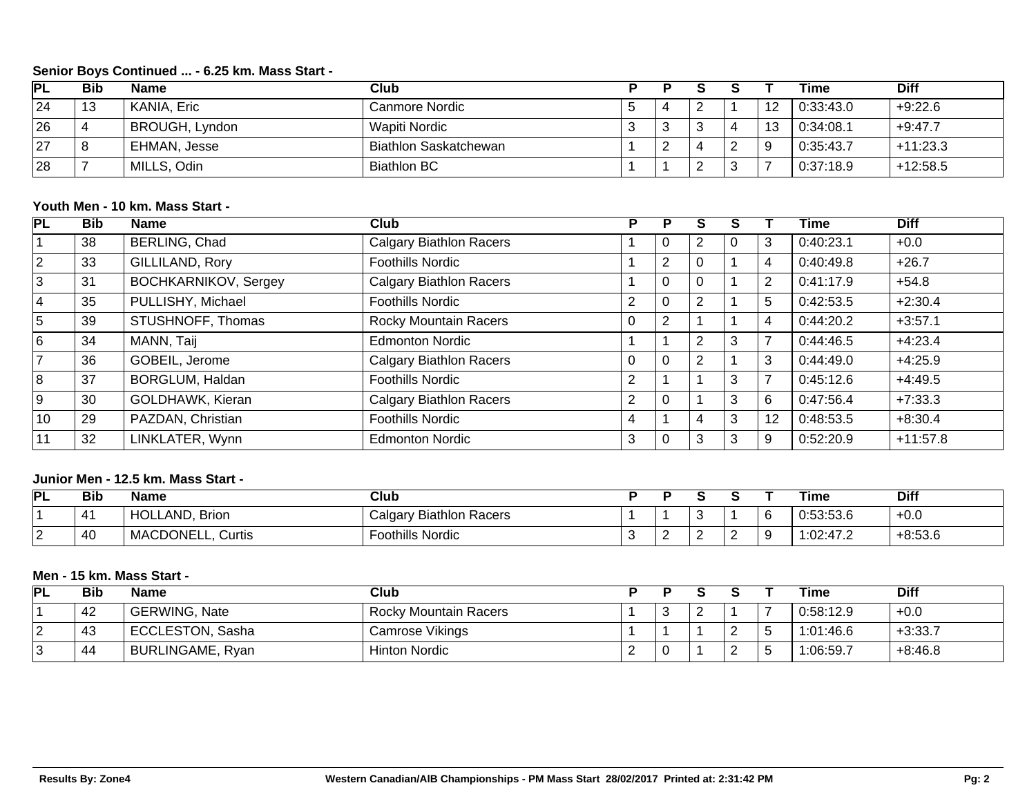### Senior Boys Continued ... - 6.25 km. Mass Start -

| PL | Bib | Name | Club | P | P | S | S | T | Time | Diff |
|---|---|---|---|---|---|---|---|---|---|---|
| 24 | 13 | KANIA, Eric | Canmore Nordic | 5 | 4 | 2 | 1 | 12 | 0:33:43.0 | +9:22.6 |
| 26 | 4 | BROUGH, Lyndon | Wapiti Nordic | 3 | 3 | 3 | 4 | 13 | 0:34:08.1 | +9:47.7 |
| 27 | 8 | EHMAN, Jesse | Biathlon Saskatchewan | 1 | 2 | 4 | 2 | 9 | 0:35:43.7 | +11:23.3 |
| 28 | 7 | MILLS, Odin | Biathlon BC | 1 | 1 | 2 | 3 | 7 | 0:37:18.9 | +12:58.5 |

### Youth Men - 10 km. Mass Start -

| PL | Bib | Name | Club | P | P | S | S | T | Time | Diff |
|---|---|---|---|---|---|---|---|---|---|---|
| 1 | 38 | BERLING, Chad | Calgary Biathlon Racers | 1 | 0 | 2 | 0 | 3 | 0:40:23.1 | +0.0 |
| 2 | 33 | GILLILAND, Rory | Foothills Nordic | 1 | 2 | 0 | 1 | 4 | 0:40:49.8 | +26.7 |
| 3 | 31 | BOCHKARNIKOV, Sergey | Calgary Biathlon Racers | 1 | 0 | 0 | 1 | 2 | 0:41:17.9 | +54.8 |
| 4 | 35 | PULLISHY, Michael | Foothills Nordic | 2 | 0 | 2 | 1 | 5 | 0:42:53.5 | +2:30.4 |
| 5 | 39 | STUSHNOFF, Thomas | Rocky Mountain Racers | 0 | 2 | 1 | 1 | 4 | 0:44:20.2 | +3:57.1 |
| 6 | 34 | MANN, Taij | Edmonton Nordic | 1 | 1 | 2 | 3 | 7 | 0:44:46.5 | +4:23.4 |
| 7 | 36 | GOBEIL, Jerome | Calgary Biathlon Racers | 0 | 0 | 2 | 1 | 3 | 0:44:49.0 | +4:25.9 |
| 8 | 37 | BORGLUM, Haldan | Foothills Nordic | 2 | 1 | 1 | 3 | 7 | 0:45:12.6 | +4:49.5 |
| 9 | 30 | GOLDHAWK, Kieran | Calgary Biathlon Racers | 2 | 0 | 1 | 3 | 6 | 0:47:56.4 | +7:33.3 |
| 10 | 29 | PAZDAN, Christian | Foothills Nordic | 4 | 1 | 4 | 3 | 12 | 0:48:53.5 | +8:30.4 |
| 11 | 32 | LINKLATER, Wynn | Edmonton Nordic | 3 | 0 | 3 | 3 | 9 | 0:52:20.9 | +11:57.8 |

### Junior Men - 12.5 km. Mass Start -

| PL | Bib | Name | Club | P | P | S | S | T | Time | Diff |
|---|---|---|---|---|---|---|---|---|---|---|
| 1 | 41 | HOLLAND, Brion | Calgary Biathlon Racers | 1 | 1 | 3 | 1 | 6 | 0:53:53.6 | +0.0 |
| 2 | 40 | MACDONELL, Curtis | Foothills Nordic | 3 | 2 | 2 | 2 | 9 | 1:02:47.2 | +8:53.6 |

### Men - 15 km. Mass Start -

| PL | Bib | Name | Club | P | P | S | S | T | Time | Diff |
|---|---|---|---|---|---|---|---|---|---|---|
| 1 | 42 | GERWING, Nate | Rocky Mountain Racers | 1 | 3 | 2 | 1 | 7 | 0:58:12.9 | +0.0 |
| 2 | 43 | ECCLESTON, Sasha | Camrose Vikings | 1 | 1 | 1 | 2 | 5 | 1:01:46.6 | +3:33.7 |
| 3 | 44 | BURLINGAME, Ryan | Hinton Nordic | 2 | 0 | 1 | 2 | 5 | 1:06:59.7 | +8:46.8 |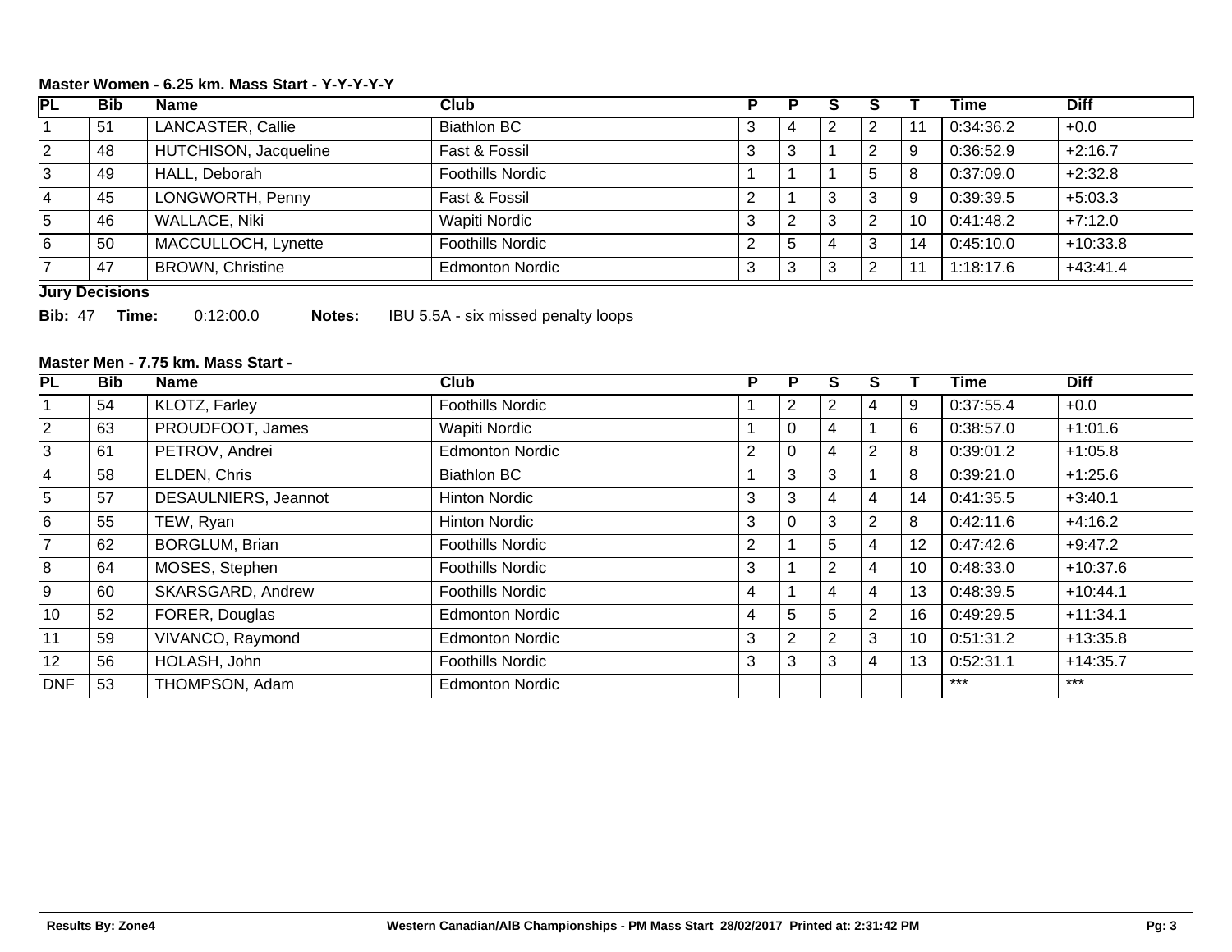**Master Women - 6.25 km. Mass Start - Y-Y-Y-Y-Y**

| PL | Bib | Name | Club | P | P | S | S | T | Time | Diff |
|---|---|---|---|---|---|---|---|---|---|---|
| 1 | 51 | LANCASTER, Callie | Biathlon BC | 3 | 4 | 2 | 2 | 11 | 0:34:36.2 | +0.0 |
| 2 | 48 | HUTCHISON, Jacqueline | Fast & Fossil | 3 | 3 | 1 | 2 | 9 | 0:36:52.9 | +2:16.7 |
| 3 | 49 | HALL, Deborah | Foothills Nordic | 1 | 1 | 1 | 5 | 8 | 0:37:09.0 | +2:32.8 |
| 4 | 45 | LONGWORTH, Penny | Fast & Fossil | 2 | 1 | 3 | 3 | 9 | 0:39:39.5 | +5:03.3 |
| 5 | 46 | WALLACE, Niki | Wapiti Nordic | 3 | 2 | 3 | 2 | 10 | 0:41:48.2 | +7:12.0 |
| 6 | 50 | MACCULLOCH, Lynette | Foothills Nordic | 2 | 5 | 4 | 3 | 14 | 0:45:10.0 | +10:33.8 |
| 7 | 47 | BROWN, Christine | Edmonton Nordic | 3 | 3 | 3 | 2 | 11 | 1:18:17.6 | +43:41.4 |

**Jury Decisions**

**Bib:** 47 **Time:** 0:12:00.0 **Notes:** IBU 5.5A - six missed penalty loops

**Master Men - 7.75 km. Mass Start -**

| PL | Bib | Name | Club | P | P | S | S | T | Time | Diff |
|---|---|---|---|---|---|---|---|---|---|---|
| 1 | 54 | KLOTZ, Farley | Foothills Nordic | 1 | 2 | 2 | 4 | 9 | 0:37:55.4 | +0.0 |
| 2 | 63 | PROUDFOOT, James | Wapiti Nordic | 1 | 0 | 4 | 1 | 6 | 0:38:57.0 | +1:01.6 |
| 3 | 61 | PETROV, Andrei | Edmonton Nordic | 2 | 0 | 4 | 2 | 8 | 0:39:01.2 | +1:05.8 |
| 4 | 58 | ELDEN, Chris | Biathlon BC | 1 | 3 | 3 | 1 | 8 | 0:39:21.0 | +1:25.6 |
| 5 | 57 | DESAULNIERS, Jeannot | Hinton Nordic | 3 | 3 | 4 | 4 | 14 | 0:41:35.5 | +3:40.1 |
| 6 | 55 | TEW, Ryan | Hinton Nordic | 3 | 0 | 3 | 2 | 8 | 0:42:11.6 | +4:16.2 |
| 7 | 62 | BORGLUM, Brian | Foothills Nordic | 2 | 1 | 5 | 4 | 12 | 0:47:42.6 | +9:47.2 |
| 8 | 64 | MOSES, Stephen | Foothills Nordic | 3 | 1 | 2 | 4 | 10 | 0:48:33.0 | +10:37.6 |
| 9 | 60 | SKARSGARD, Andrew | Foothills Nordic | 4 | 1 | 4 | 4 | 13 | 0:48:39.5 | +10:44.1 |
| 10 | 52 | FORER, Douglas | Edmonton Nordic | 4 | 5 | 5 | 2 | 16 | 0:49:29.5 | +11:34.1 |
| 11 | 59 | VIVANCO, Raymond | Edmonton Nordic | 3 | 2 | 2 | 3 | 10 | 0:51:31.2 | +13:35.8 |
| 12 | 56 | HOLASH, John | Foothills Nordic | 3 | 3 | 3 | 4 | 13 | 0:52:31.1 | +14:35.7 |
| DNF | 53 | THOMPSON, Adam | Edmonton Nordic | | | | | | *** | *** |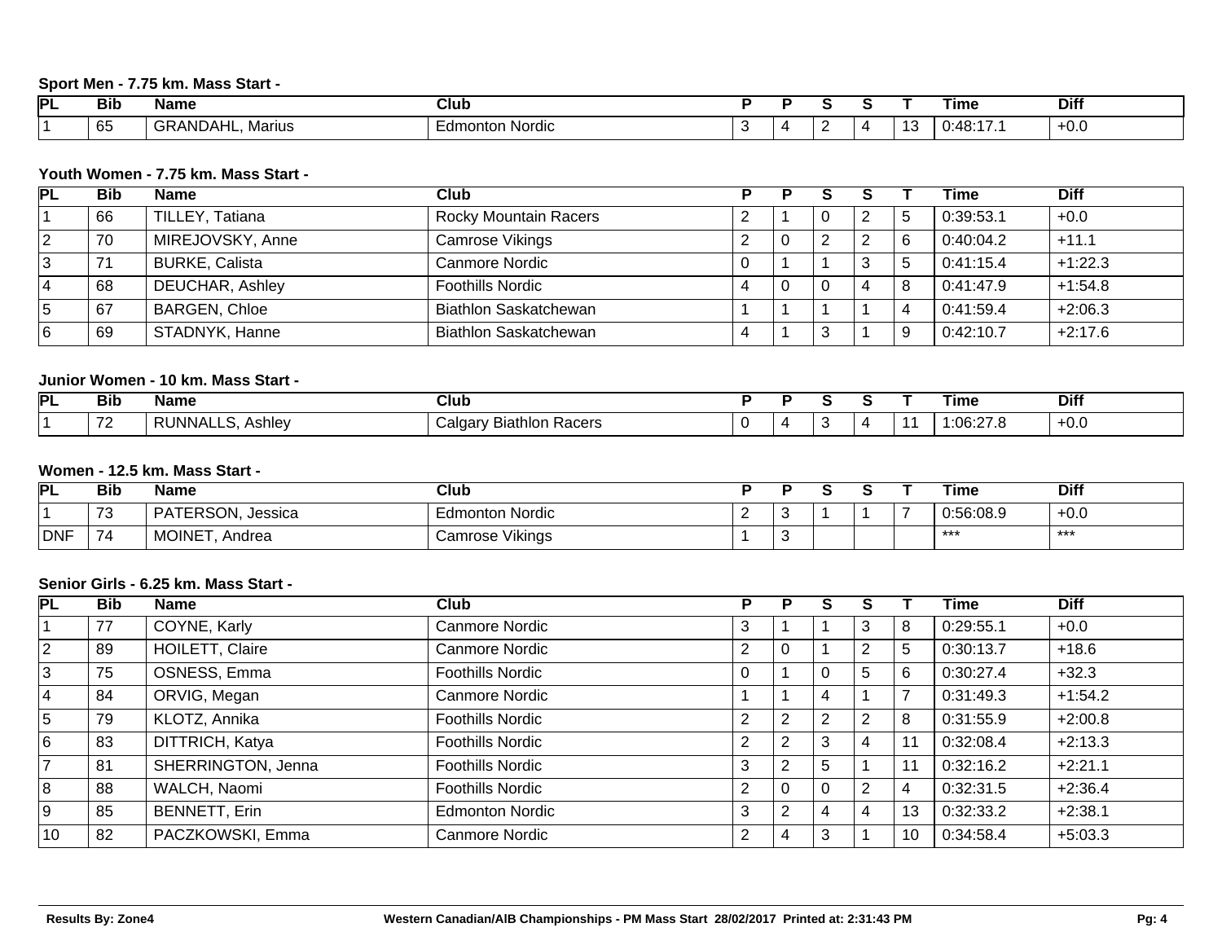### Sport Men - 7.75 km. Mass Start -

| PL | Bib | Name | Club | P | P | S | S | T | Time | Diff |
|---|---|---|---|---|---|---|---|---|---|---|
| 1 | 65 | GRANDAHL, Marius | Edmonton Nordic | 3 | 4 | 2 | 4 | 13 | 0:48:17.1 | +0.0 |

### Youth Women - 7.75 km. Mass Start -

| PL | Bib | Name | Club | P | P | S | S | T | Time | Diff |
|---|---|---|---|---|---|---|---|---|---|---|
| 1 | 66 | TILLEY, Tatiana | Rocky Mountain Racers | 2 | 1 | 0 | 2 | 5 | 0:39:53.1 | +0.0 |
| 2 | 70 | MIREJOVSKY, Anne | Camrose Vikings | 2 | 0 | 2 | 2 | 6 | 0:40:04.2 | +11.1 |
| 3 | 71 | BURKE, Calista | Canmore Nordic | 0 | 1 | 1 | 3 | 5 | 0:41:15.4 | +1:22.3 |
| 4 | 68 | DEUCHAR, Ashley | Foothills Nordic | 4 | 0 | 0 | 4 | 8 | 0:41:47.9 | +1:54.8 |
| 5 | 67 | BARGEN, Chloe | Biathlon Saskatchewan | 1 | 1 | 1 | 1 | 4 | 0:41:59.4 | +2:06.3 |
| 6 | 69 | STADNYK, Hanne | Biathlon Saskatchewan | 4 | 1 | 3 | 1 | 9 | 0:42:10.7 | +2:17.6 |

### Junior Women - 10 km. Mass Start -

| PL | Bib | Name | Club | P | P | S | S | T | Time | Diff |
|---|---|---|---|---|---|---|---|---|---|---|
| 1 | 72 | RUNNALLS, Ashley | Calgary Biathlon Racers | 0 | 4 | 3 | 4 | 11 | 1:06:27.8 | +0.0 |

### Women - 12.5 km. Mass Start -

| PL | Bib | Name | Club | P | P | S | S | T | Time | Diff |
|---|---|---|---|---|---|---|---|---|---|---|
| 1 | 73 | PATERSON, Jessica | Edmonton Nordic | 2 | 3 | 1 | 1 | 7 | 0:56:08.9 | +0.0 |
| DNF | 74 | MOINET, Andrea | Camrose Vikings | 1 | 3 | | | | *** | *** |

### Senior Girls - 6.25 km. Mass Start -

| PL | Bib | Name | Club | P | P | S | S | T | Time | Diff |
|---|---|---|---|---|---|---|---|---|---|---|
| 1 | 77 | COYNE, Karly | Canmore Nordic | 3 | 1 | 1 | 3 | 8 | 0:29:55.1 | +0.0 |
| 2 | 89 | HOILETT, Claire | Canmore Nordic | 2 | 0 | 1 | 2 | 5 | 0:30:13.7 | +18.6 |
| 3 | 75 | OSNESS, Emma | Foothills Nordic | 0 | 1 | 0 | 5 | 6 | 0:30:27.4 | +32.3 |
| 4 | 84 | ORVIG, Megan | Canmore Nordic | 1 | 1 | 4 | 1 | 7 | 0:31:49.3 | +1:54.2 |
| 5 | 79 | KLOTZ, Annika | Foothills Nordic | 2 | 2 | 2 | 2 | 8 | 0:31:55.9 | +2:00.8 |
| 6 | 83 | DITTRICH, Katya | Foothills Nordic | 2 | 2 | 3 | 4 | 11 | 0:32:08.4 | +2:13.3 |
| 7 | 81 | SHERRINGTON, Jenna | Foothills Nordic | 3 | 2 | 5 | 1 | 11 | 0:32:16.2 | +2:21.1 |
| 8 | 88 | WALCH, Naomi | Foothills Nordic | 2 | 0 | 0 | 2 | 4 | 0:32:31.5 | +2:36.4 |
| 9 | 85 | BENNETT, Erin | Edmonton Nordic | 3 | 2 | 4 | 4 | 13 | 0:32:33.2 | +2:38.1 |
| 10 | 82 | PACZKOWSKI, Emma | Canmore Nordic | 2 | 4 | 3 | 1 | 10 | 0:34:58.4 | +5:03.3 |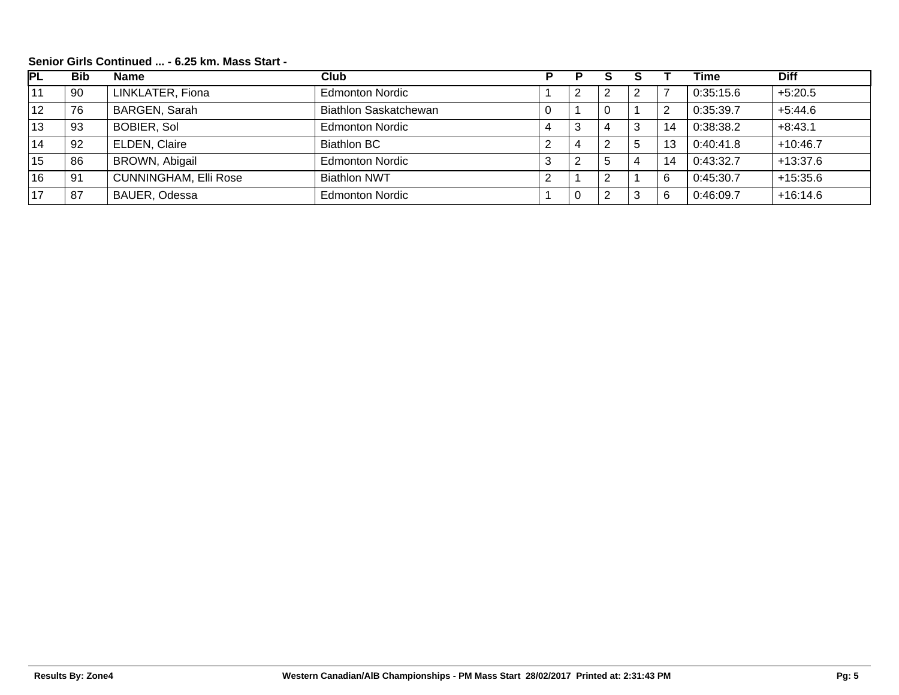**Senior Girls Continued ... - 6.25 km. Mass Start -**

| PL | Bib | Name | Club | P | P | S | S | T | Time | Diff |
|---|---|---|---|---|---|---|---|---|---|---|
| 11 | 90 | LINKLATER, Fiona | Edmonton Nordic | 1 | 2 | 2 | 2 | 7 | 0:35:15.6 | +5:20.5 |
| 12 | 76 | BARGEN, Sarah | Biathlon Saskatchewan | 0 | 1 | 0 | 1 | 2 | 0:35:39.7 | +5:44.6 |
| 13 | 93 | BOBIER, Sol | Edmonton Nordic | 4 | 3 | 4 | 3 | 14 | 0:38:38.2 | +8:43.1 |
| 14 | 92 | ELDEN, Claire | Biathlon BC | 2 | 4 | 2 | 5 | 13 | 0:40:41.8 | +10:46.7 |
| 15 | 86 | BROWN, Abigail | Edmonton Nordic | 3 | 2 | 5 | 4 | 14 | 0:43:32.7 | +13:37.6 |
| 16 | 91 | CUNNINGHAM, Elli Rose | Biathlon NWT | 2 | 1 | 2 | 1 | 6 | 0:45:30.7 | +15:35.6 |
| 17 | 87 | BAUER, Odessa | Edmonton Nordic | 1 | 0 | 2 | 3 | 6 | 0:46:09.7 | +16:14.6 |